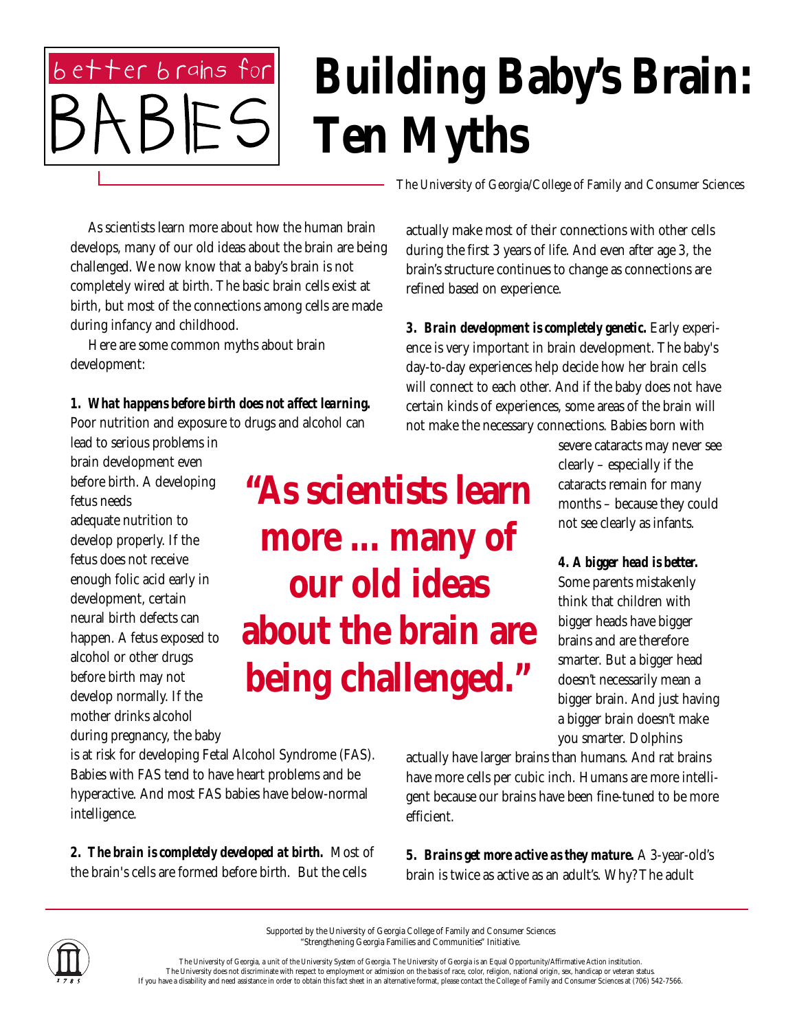better brains for BABIES

# Building Baby's Brain: Ten Myths

The University of Georgia/College of Family and Consumer Sciences

As scientists learn more about how the human brain develops, many of our old ideas about the brain are being challenged. We now know that a baby's brain is not completely wired at birth. The basic brain cells exist at birth, but most of the connections among cells are made during infancy and childhood.

Here are some common myths about brain development:

***1. What happens before birth does not affect learning.*** Poor nutrition and exposure to drugs and alcohol can lead to serious problems in brain development even before birth. A developing fetus needs adequate nutrition to develop properly. If the fetus does not receive enough folic acid early in development, certain neural birth defects can happen. A fetus exposed to alcohol or other drugs before birth may not develop normally. If the mother drinks alcohol during pregnancy, the baby is at risk for developing Fetal Alcohol Syndrome (FAS). Babies with FAS tend to have heart problems and be hyperactive. And most FAS babies have below-normal intelligence.

> **"As scientists learn more ... many of our old ideas about the brain are being challenged."**

***2. The brain is completely developed at birth.*** Most of the brain's cells are formed before birth. But the cells actually make most of their connections with other cells during the first 3 years of life. And even after age 3, the brain's structure continues to change as connections are refined based on experience.

***3. Brain development is completely genetic.*** Early experience is very important in brain development. The baby's day-to-day experiences help decide how her brain cells will connect to each other. And if the baby does not have certain kinds of experiences, some areas of the brain will not make the necessary connections. Babies born with severe cataracts may never see clearly – especially if the cataracts remain for many months – because they could not see clearly as infants.

***4. A bigger head is better.*** Some parents mistakenly think that children with bigger heads have bigger brains and are therefore smarter. But a bigger head doesn't necessarily mean a bigger brain. And just having a bigger brain doesn't make you smarter. Dolphins actually have larger brains than humans. And rat brains have more cells per cubic inch. Humans are more intelligent because our brains have been fine-tuned to be more efficient.

***5. Brains get more active as they mature.*** A 3-year-old's brain is twice as active as an adult's. Why? The adult

Supported by the University of Georgia College of Family and Consumer Sciences "Strengthening Georgia Families and Communities" Initiative.

The University of Georgia, a unit of the University System of Georgia. The University of Georgia is an Equal Opportunity/Affirmative Action institution. The University does not discriminate with respect to employment or admission on the basis of race, color, religion, national origin, sex, handicap or veteran status. If you have a disability and need assistance in order to obtain this fact sheet in an alternative format, please contact the College of Family and Consumer Sciences at (706) 542-7566.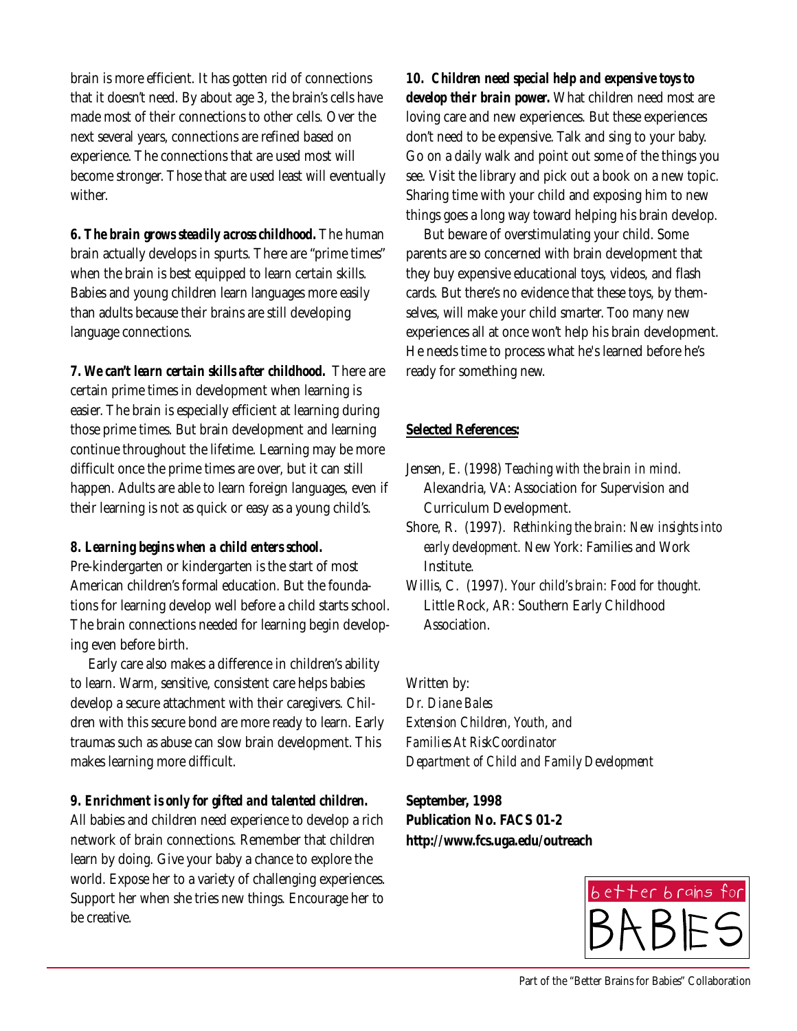brain is more efficient. It has gotten rid of connections that it doesn't need. By about age 3, the brain's cells have made most of their connections to other cells. Over the next several years, connections are refined based on experience. The connections that are used most will become stronger. Those that are used least will eventually wither.

***6. The brain grows steadily across childhood.*** The human brain actually develops in spurts. There are "prime times" when the brain is best equipped to learn certain skills. Babies and young children learn languages more easily than adults because their brains are still developing language connections.

***7. We can't learn certain skills after childhood.*** There are certain prime times in development when learning is easier. The brain is especially efficient at learning during those prime times. But brain development and learning continue throughout the lifetime. Learning may be more difficult once the prime times are over, but it can still happen. Adults are able to learn foreign languages, even if their learning is not as quick or easy as a young child's.

***8. Learning begins when a child enters school.*** Pre-kindergarten or kindergarten is the start of most American children's formal education. But the foundations for learning develop well before a child starts school. The brain connections needed for learning begin developing even before birth.

Early care also makes a difference in children's ability to learn. Warm, sensitive, consistent care helps babies develop a secure attachment with their caregivers. Children with this secure bond are more ready to learn. Early traumas such as abuse can slow brain development. This makes learning more difficult.

***9. Enrichment is only for gifted and talented children.*** All babies and children need experience to develop a rich network of brain connections. Remember that children learn by doing. Give your baby a chance to explore the world. Expose her to a variety of challenging experiences. Support her when she tries new things. Encourage her to be creative.

***10. Children need special help and expensive toys to develop their brain power.*** What children need most are loving care and new experiences. But these experiences don't need to be expensive. Talk and sing to your baby. Go on a daily walk and point out some of the things you see. Visit the library and pick out a book on a new topic. Sharing time with your child and exposing him to new things goes a long way toward helping his brain develop.

But beware of overstimulating your child. Some parents are so concerned with brain development that they buy expensive educational toys, videos, and flash cards. But there's no evidence that these toys, by themselves, will make your child smarter. Too many new experiences all at once won't help his brain development. He needs time to process what he's learned before he's ready for something new.

**Selected References:**

Jensen, E. (1998) *Teaching with the brain in mind.* Alexandria, VA: Association for Supervision and Curriculum Development.

Shore, R. (1997). *Rethinking the brain: New insights into early development.* New York: Families and Work Institute.

Willis, C. (1997). *Your child's brain: Food for thought.* Little Rock, AR: Southern Early Childhood Association.

Written by:
*Dr. Diane Bales*
*Extension Children, Youth, and Families At Risk Coordinator*
*Department of Child and Family Development*

**September, 1998**
**Publication No. FACS 01-2**
**http://www.fcs.uga.edu/outreach**

better brains for BABIES

Part of the "Better Brains for Babies" Collaboration